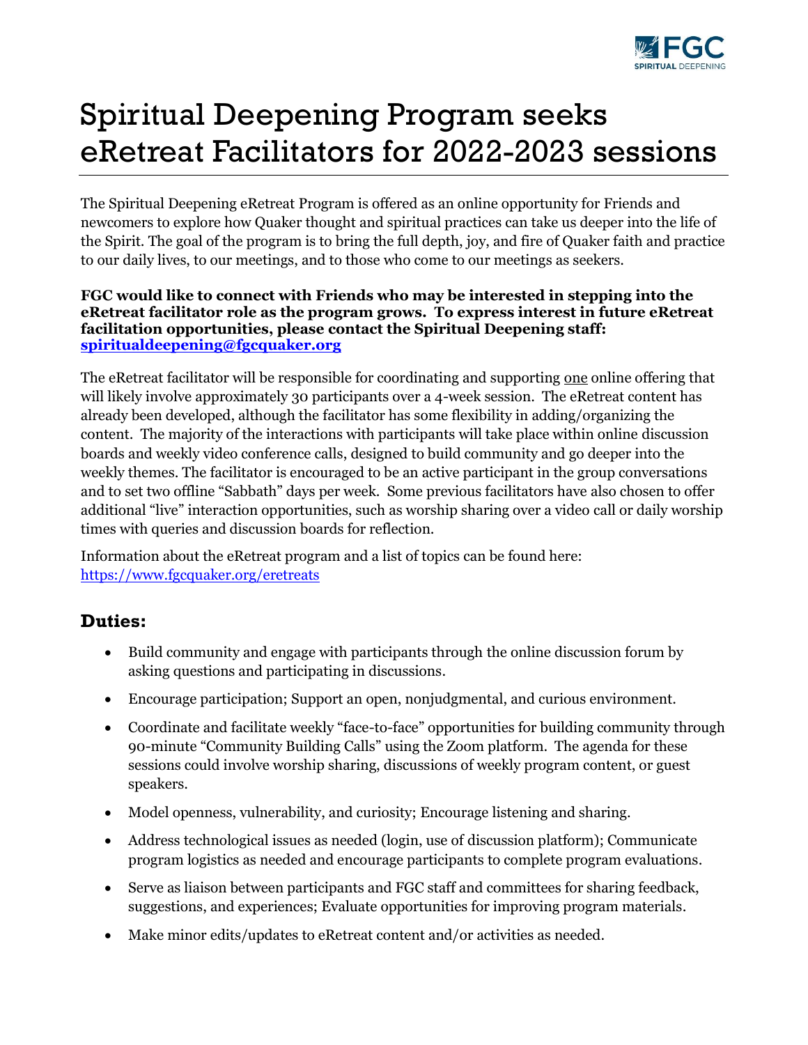# Spiritual Deepening Program seeks eRetreat Facilitators for 2022-2023 sessions

The Spiritual Deepening eRetreat Program is offered as an online opportunity for Friends and newcomers to explore how Quaker thought and spiritual practices can take us deeper into the life of the Spirit. The goal of the program is to bring the full depth, joy, and fire of Quaker faith and practice to our daily lives, to our meetings, and to those who come to our meetings as seekers.

**FGC would like to connect with Friends who may be interested in stepping into the eRetreat facilitator role as the program grows. To express interest in future eRetreat facilitation opportunities, please contact the Spiritual Deepening staff: [spiritualdeepening@fgcquaker.org](mailto:spiritualdeepening@fgcquaker.org)**

The eRetreat facilitator will be responsible for coordinating and supporting one online offering that will likely involve approximately 30 participants over a 4-week session. The eRetreat content has already been developed, although the facilitator has some flexibility in adding/organizing the content. The majority of the interactions with participants will take place within online discussion boards and weekly video conference calls, designed to build community and go deeper into the weekly themes. The facilitator is encouraged to be an active participant in the group conversations and to set two offline "Sabbath" days per week. Some previous facilitators have also chosen to offer additional "live" interaction opportunities, such as worship sharing over a video call or daily worship times with queries and discussion boards for reflection.

Information about the eRetreat program and a list of topics can be found here: [https://www.fgcquaker.org/eretreats](https://www.fgcquaker.org/eretreats)

## Duties:

- Build community and engage with participants through the online discussion forum by asking questions and participating in discussions.
- Encourage participation; Support an open, nonjudgmental, and curious environment.
- Coordinate and facilitate weekly "face-to-face" opportunities for building community through 90-minute "Community Building Calls" using the Zoom platform. The agenda for these sessions could involve worship sharing, discussions of weekly program content, or guest speakers.
- Model openness, vulnerability, and curiosity; Encourage listening and sharing.
- Address technological issues as needed (login, use of discussion platform); Communicate program logistics as needed and encourage participants to complete program evaluations.
- Serve as liaison between participants and FGC staff and committees for sharing feedback, suggestions, and experiences; Evaluate opportunities for improving program materials.
- Make minor edits/updates to eRetreat content and/or activities as needed.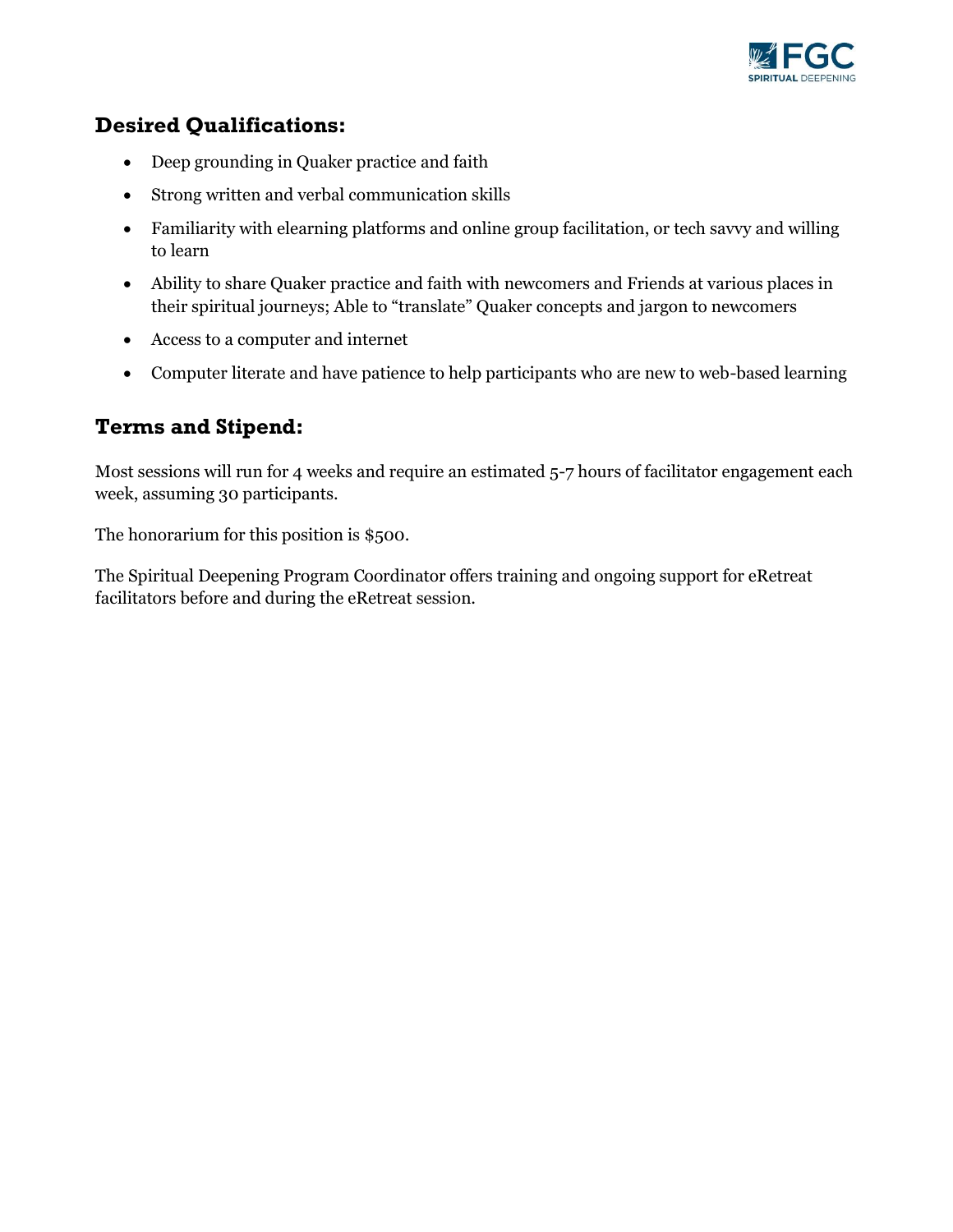## Desired Qualifications:

- Deep grounding in Quaker practice and faith
- Strong written and verbal communication skills
- Familiarity with elearning platforms and online group facilitation, or tech savvy and willing to learn
- Ability to share Quaker practice and faith with newcomers and Friends at various places in their spiritual journeys; Able to "translate" Quaker concepts and jargon to newcomers
- Access to a computer and internet
- Computer literate and have patience to help participants who are new to web-based learning

## Terms and Stipend:

Most sessions will run for 4 weeks and require an estimated 5-7 hours of facilitator engagement each week, assuming 30 participants.

The honorarium for this position is $500.

The Spiritual Deepening Program Coordinator offers training and ongoing support for eRetreat facilitators before and during the eRetreat session.